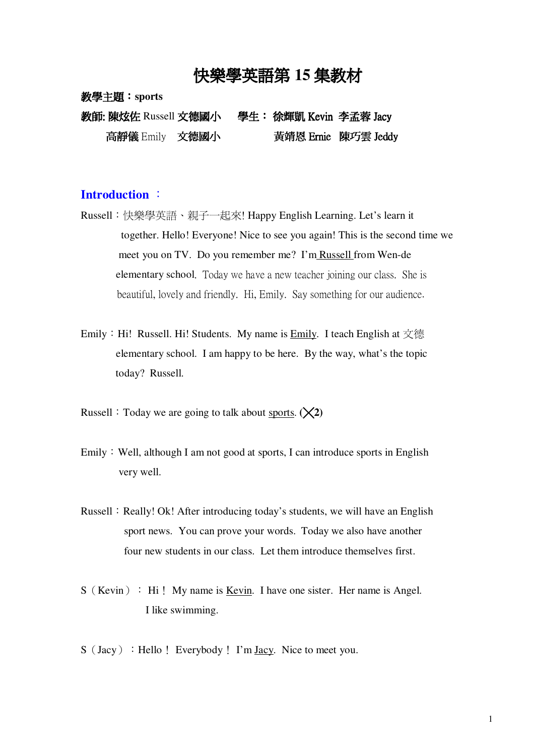# 快樂學英語第 15 集教材

**教學主題：sports**

**教師: 陳炫佐** Russell **文德國小**　　**學生： 徐輝凱 Kevin 李孟蓉 Jacy**

**高靜儀** Emily　**文德國小**　　　　**黃靖恩 Ernie 陳巧雲 Jeddy**

## Introduction ：

Russell：快樂學英語、親子一起來! Happy English Learning. Let's learn it together. Hello! Everyone! Nice to see you again! This is the second time we meet you on TV. Do you remember me? I'm <u>Russell</u> from Wen-de elementary school. Today we have a new teacher joining our class. She is beautiful, lovely and friendly. Hi, Emily. Say something for our audience.

Emily：Hi! Russell. Hi! Students. My name is <u>Emily</u>. I teach English at 文德 elementary school. I am happy to be here. By the way, what's the topic today? Russell.

Russell：Today we are going to talk about <u>sports</u>. **(╳2)**

Emily：Well, although I am not good at sports, I can introduce sports in English very well.

Russell：Really! Ok! After introducing today's students, we will have an English sport news. You can prove your words. Today we also have another four new students in our class. Let them introduce themselves first.

S（Kevin）：Hi！ My name is <u>Kevin</u>. I have one sister. Her name is Angel. I like swimming.

S（Jacy）：Hello！ Everybody！ I'm <u>Jacy</u>. Nice to meet you.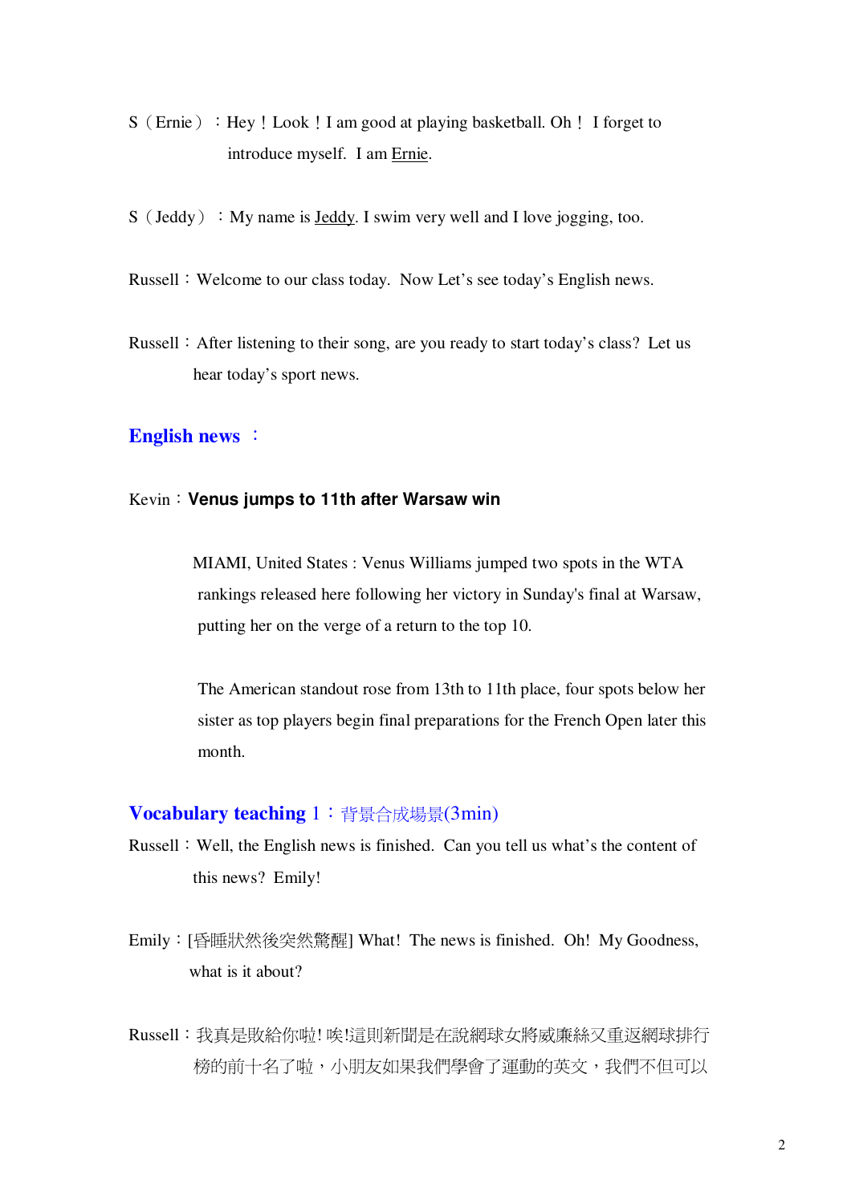S（Ernie）：Hey！Look！I am good at playing basketball. Oh！ I forget to introduce myself. I am Ernie.

S（Jeddy）：My name is Jeddy. I swim very well and I love jogging, too.

Russell：Welcome to our class today. Now Let's see today's English news.

Russell：After listening to their song, are you ready to start today's class? Let us hear today's sport news.

## English news ：

Kevin：**Venus jumps to 11th after Warsaw win**

MIAMI, United States : Venus Williams jumped two spots in the WTA rankings released here following her victory in Sunday's final at Warsaw, putting her on the verge of a return to the top 10.

The American standout rose from 13th to 11th place, four spots below her sister as top players begin final preparations for the French Open later this month.

## Vocabulary teaching 1：背景合成場景(3min)

Russell：Well, the English news is finished. Can you tell us what's the content of this news? Emily!

Emily：[昏睡狀然後突然驚醒] What! The news is finished. Oh! My Goodness, what is it about?

Russell：我真是敗給你啦! 唉!這則新聞是在說網球女將威廉絲又重返網球排行榜的前十名了啦，小朋友如果我們學會了運動的英文，我們不但可以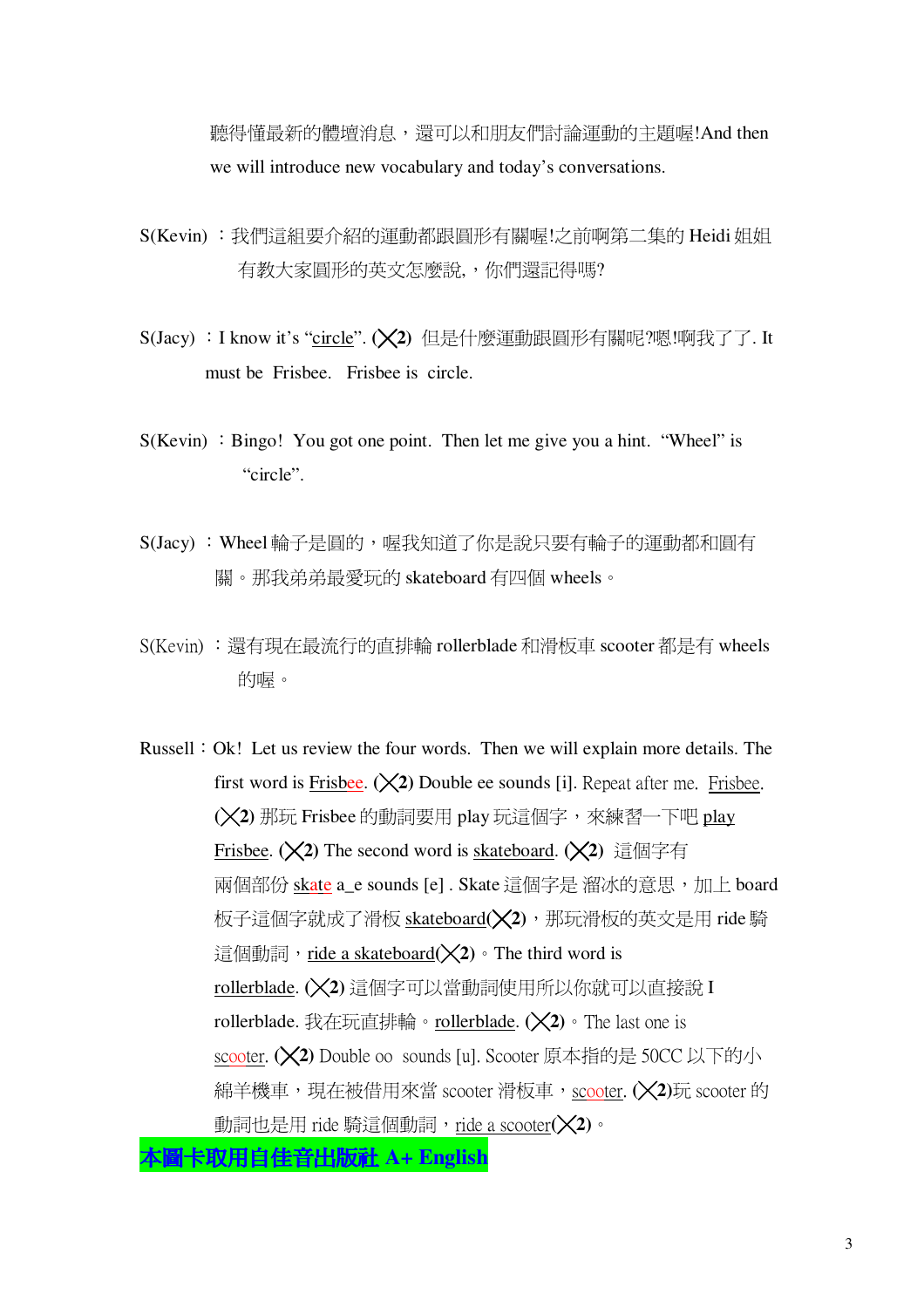聽得懂最新的體壇消息，還可以和朋友們討論運動的主題喔!And then we will introduce new vocabulary and today's conversations.

S(Kevin) ：我們這組要介紹的運動都跟圓形有關喔!之前啊第二集的 Heidi 姐姐有教大家圓形的英文怎麼說,，你們還記得嗎?

S(Jacy) ：I know it's "circle". (╳2) 但是什麼運動跟圓形有關呢?嗯!啊我了了. It must be Frisbee. Frisbee is circle.

S(Kevin) ：Bingo! You got one point. Then let me give you a hint. "Wheel" is "circle".

S(Jacy) ：Wheel 輪子是圓的，喔我知道了你是說只要有輪子的運動都和圓有關。那我弟弟最愛玩的 skateboard 有四個 wheels。

S(Kevin) ：還有現在最流行的直排輪 rollerblade 和滑板車 scooter 都是有 wheels 的喔。

Russell：Ok! Let us review the four words. Then we will explain more details. The first word is Frisbee. (╳2) Double ee sounds [i]. Repeat after me. Frisbee. (╳2) 那玩 Frisbee 的動詞要用 play 玩這個字，來練習一下吧 play Frisbee. (╳2) The second word is skateboard. (╳2) 這個字有兩個部份 skate a_e sounds [e] . Skate 這個字是 溜冰的意思，加上 board 板子這個字就成了滑板 skateboard(╳2)，那玩滑板的英文是用 ride 騎這個動詞，ride a skateboard(╳2)。The third word is rollerblade. (╳2) 這個字可以當動詞使用所以你就可以直接說 I rollerblade. 我在玩直排輪。rollerblade. (╳2)。The last one is scooter. (╳2) Double oo sounds [u]. Scooter 原本指的是 50CC 以下的小綿羊機車，現在被借用來當 scooter 滑板車，scooter. (╳2)玩 scooter 的動詞也是用 ride 騎這個動詞，ride a scooter(╳2)。

**本圖卡取用自佳音出版社 A+ English**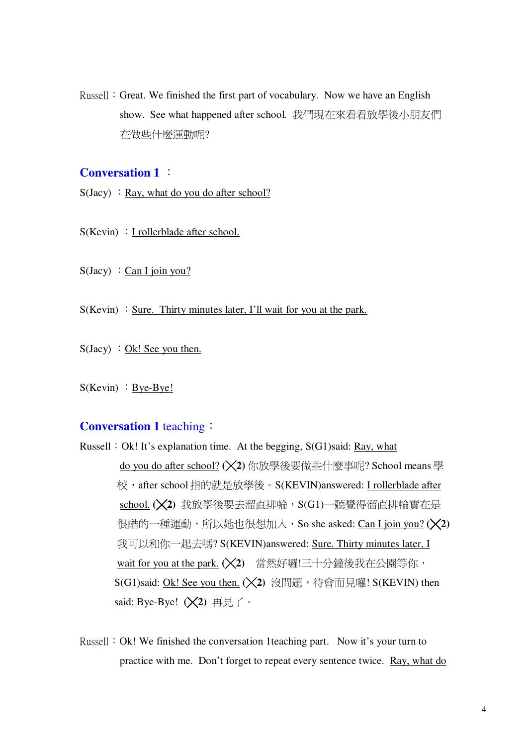Russell：Great. We finished the first part of vocabulary. Now we have an English show. See what happened after school. 我們現在來看看放學後小朋友們在做些什麼運動呢?

## Conversation 1 ：

S(Jacy) ：<u>Ray, what do you do after school?</u>

S(Kevin) ：<u>I rollerblade after school.</u>

S(Jacy) ：<u>Can I join you?</u>

S(Kevin) ：<u>Sure. Thirty minutes later, I'll wait for you at the park.</u>

S(Jacy) ：<u>Ok! See you then.</u>

S(Kevin) ：<u>Bye-Bye!</u>

## Conversation 1 teaching：

Russell：Ok! It's explanation time. At the begging, S(G1)said: <u>Ray, what do you do after school?</u> (╳2) 你放學後要做些什麼事呢? School means 學校，after school 指的就是放學後。S(KEVIN)answered: <u>I rollerblade after school.</u> (╳2) 我放學後要去溜直排輪，S(G1)一聽覺得溜直排輪實在是很酷的一種運動，所以她也很想加入，So she asked: <u>Can I join you?</u> (╳2) 我可以和你一起去嗎? S(KEVIN)answered: <u>Sure. Thirty minutes later, I wait for you at the park.</u> (╳2) 當然好囉!三十分鐘後我在公園等你，S(G1)said: <u>Ok! See you then.</u> (╳2) 沒問題，待會而見囉! S(KEVIN) then said: <u>Bye-Bye!</u> (╳2) 再見了。

Russell：Ok! We finished the conversation 1teaching part. Now it's your turn to practice with me. Don't forget to repeat every sentence twice. <u>Ray, what do</u>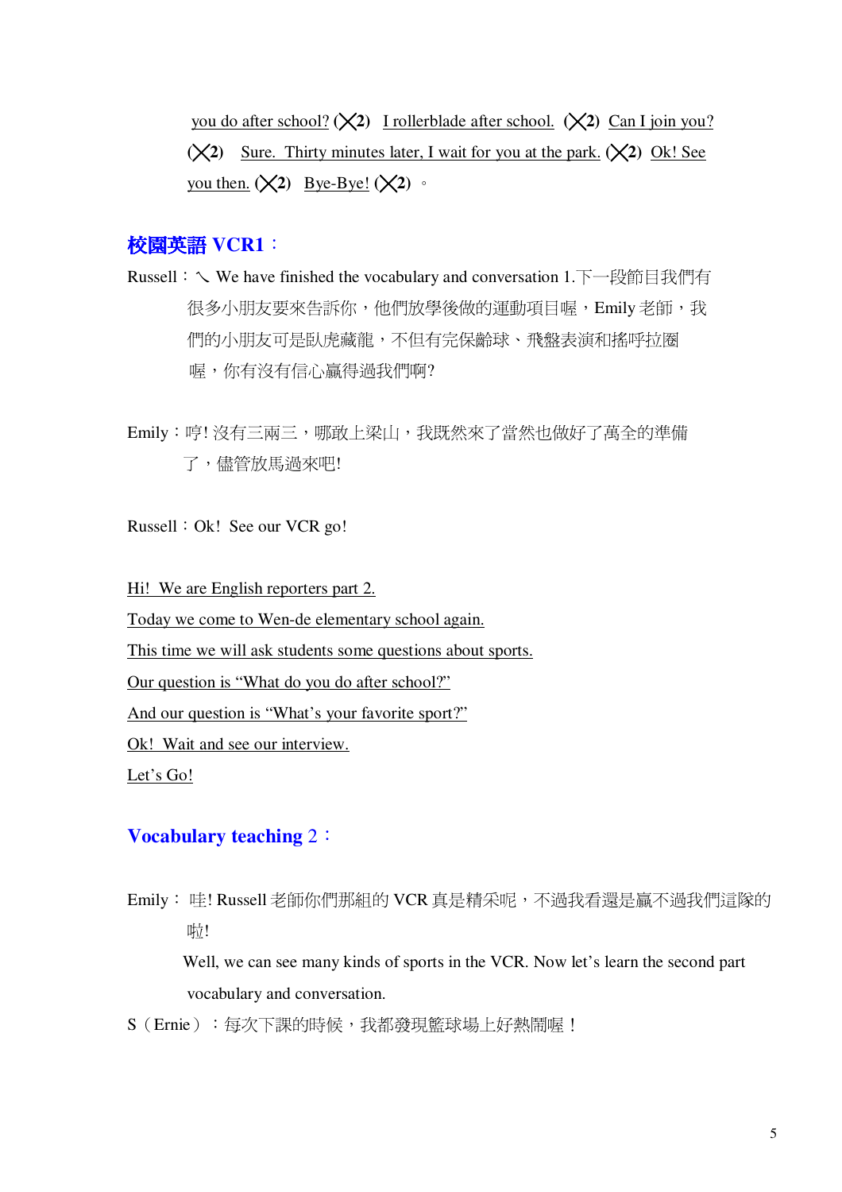<u>you do after school?</u> (╳2) <u>I rollerblade after school.</u> (╳2) <u>Can I join you?</u> (╳2) <u>Sure. Thirty minutes later, I wait for you at the park.</u> (╳2) <u>Ok! See you then.</u> (╳2) <u>Bye-Bye!</u> (╳2) 。

## 校園英語 VCR1：

Russell：ㄟ We have finished the vocabulary and conversation 1.下一段節目我們有很多小朋友要來告訴你，他們放學後做的運動項目喔，Emily 老師，我們的小朋友可是臥虎藏龍，不但有完保齡球、飛盤表演和搖呼拉圈喔，你有沒有信心贏得過我們啊?

Emily：哼! 沒有三兩三，哪敢上梁山，我既然來了當然也做好了萬全的準備了，儘管放馬過來吧!

Russell：Ok! See our VCR go!

<u>Hi! We are English reporters part 2.</u>

<u>Today we come to Wen-de elementary school again.</u>

<u>This time we will ask students some questions about sports.</u>

<u>Our question is “What do you do after school?”</u>

<u>And our question is “What’s your favorite sport?”</u>

<u>Ok! Wait and see our interview.</u>

<u>Let’s Go!</u>

## Vocabulary teaching 2：

Emily： 哇! Russell 老師你們那組的 VCR 真是精采呢，不過我看還是贏不過我們這隊的啦!

Well, we can see many kinds of sports in the VCR. Now let’s learn the second part vocabulary and conversation.

S（Ernie）：每次下課的時候，我都發現籃球場上好熱鬧喔！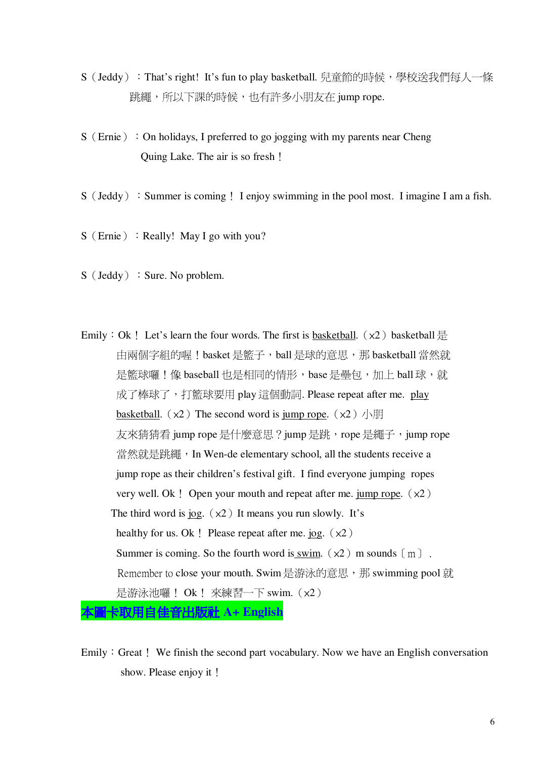S（Jeddy）：That's right! It's fun to play basketball. 兒童節的時候，學校送我們每人一條跳繩，所以下課的時候，也有許多小朋友在 jump rope.

S（Ernie）：On holidays, I preferred to go jogging with my parents near Cheng Quing Lake. The air is so fresh！

S（Jeddy）：Summer is coming！ I enjoy swimming in the pool most. I imagine I am a fish.

S（Ernie）：Really! May I go with you?

S（Jeddy）：Sure. No problem.

Emily：Ok！ Let's learn the four words. The first is <u>basketball</u>.（x2）basketball 是由兩個字組的喔！basket 是籃子，ball 是球的意思，那 basketball 當然就是籃球囉！像 baseball 也是相同的情形，base 是壘包，加上 ball 球，就成了棒球了，打籃球要用 play 這個動詞. Please repeat after me. <u>play basketball</u>.（x2）The second word is <u>jump rope</u>.（x2）小朋友來猜猜看 jump rope 是什麼意思？jump 是跳，rope 是繩子，jump rope 當然就是跳繩，In Wen-de elementary school, all the students receive a jump rope as their children's festival gift. I find everyone jumping ropes very well. Ok！ Open your mouth and repeat after me. <u>jump rope</u>.（x2）The third word is <u>jog</u>.（x2）It means you run slowly. It's healthy for us. Ok！ Please repeat after me. <u>jog</u>.（x2）Summer is coming. So the fourth word is <u>swim</u>.（x2）m sounds〔m〕. Remember to close your mouth. Swim 是游泳的意思，那 swimming pool 就是游泳池囉！ Ok！ 來練習一下 swim.（x2）

**本圖卡取用自佳音出版社 A+ English**

Emily：Great！ We finish the second part vocabulary. Now we have an English conversation show. Please enjoy it！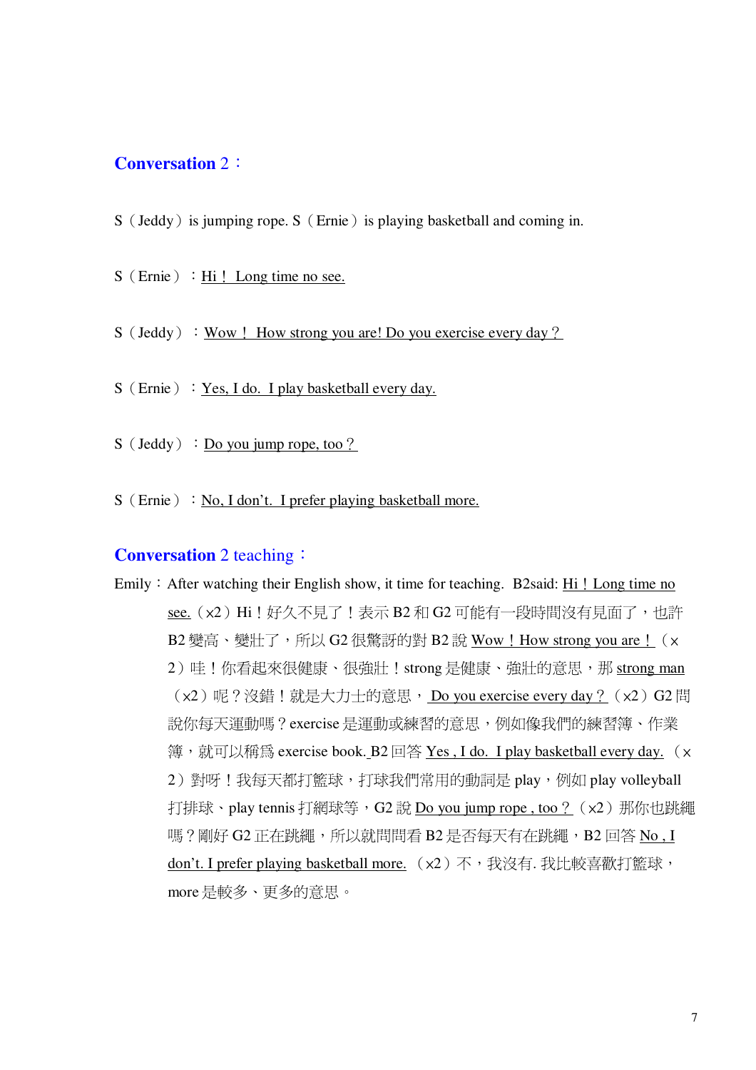## Conversation 2：

S（Jeddy）is jumping rope. S（Ernie）is playing basketball and coming in.

S（Ernie）：Hi！ Long time no see.

S（Jeddy）：Wow！ How strong you are! Do you exercise every day？

S（Ernie）：Yes, I do. I play basketball every day.

S（Jeddy）：Do you jump rope, too？

S（Ernie）：No, I don't. I prefer playing basketball more.

## Conversation 2 teaching：

Emily：After watching their English show, it time for teaching. B2said: Hi！Long time no see.（x2）Hi！好久不見了！表示 B2 和 G2 可能有一段時間沒有見面了，也許 B2 變高、變壯了，所以 G2 很驚訝的對 B2 說 Wow！How strong you are！（x2）哇！你看起來很健康、很強壯！strong 是健康、強壯的意思，那 strong man（x2）呢？沒錯！就是大力士的意思， Do you exercise every day？（x2）G2 問說你每天運動嗎？exercise 是運動或練習的意思，例如像我們的練習簿、作業簿，就可以稱爲 exercise book. B2 回答 Yes , I do. I play basketball every day.（x2）對呀！我每天都打籃球，打球我們常用的動詞是 play，例如 play volleyball 打排球、play tennis 打網球等，G2 說 Do you jump rope , too？（x2）那你也跳繩嗎？剛好 G2 正在跳繩，所以就問問看 B2 是否每天有在跳繩，B2 回答 No , I don't. I prefer playing basketball more.（x2）不，我沒有. 我比較喜歡打籃球，more 是較多、更多的意思。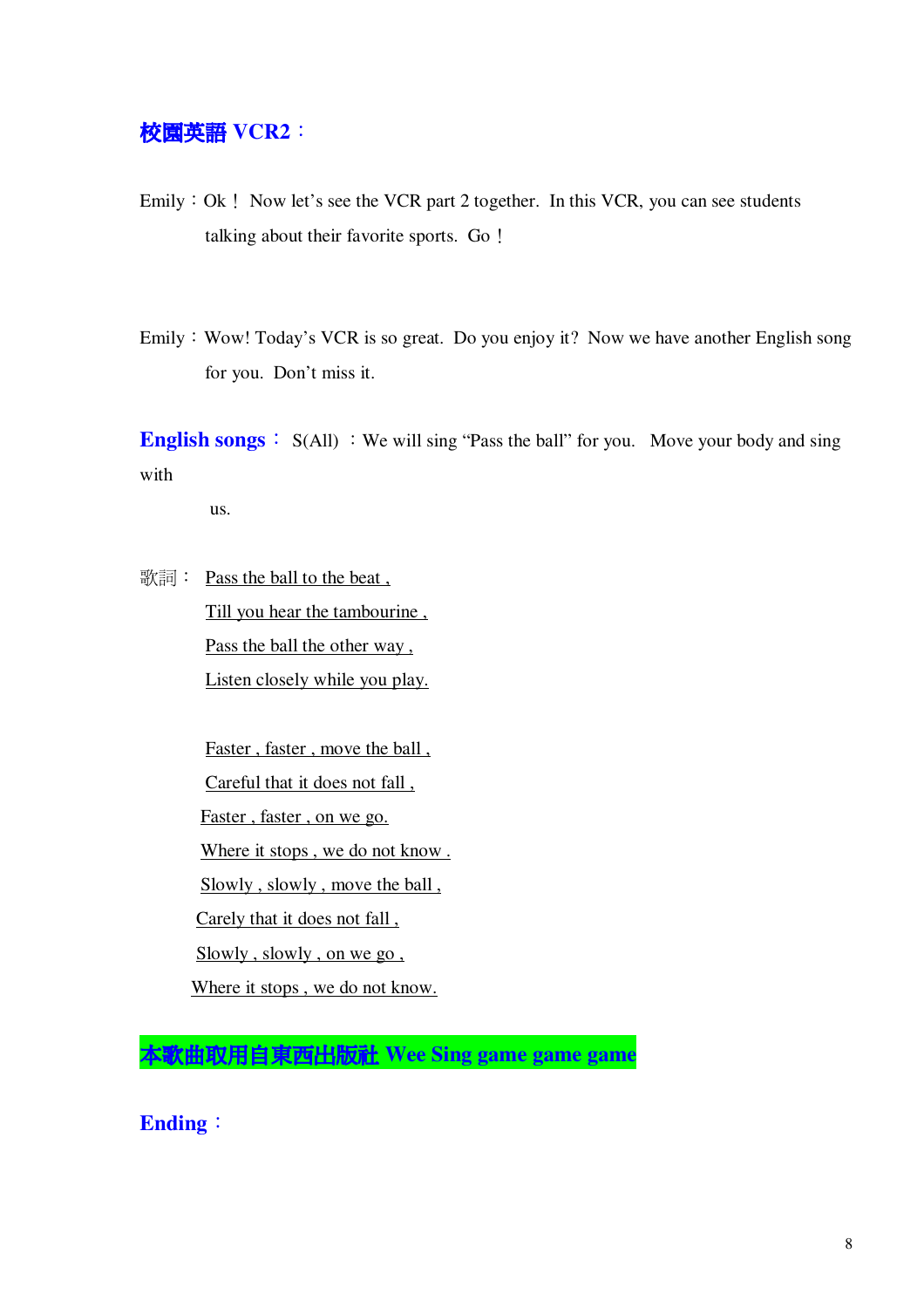**校園英語 VCR2：**

Emily：Ok！ Now let's see the VCR part 2 together. In this VCR, you can see students talking about their favorite sports. Go！

Emily：Wow! Today's VCR is so great. Do you enjoy it? Now we have another English song for you. Don't miss it.

**English songs：** S(All) ：We will sing "Pass the ball" for you. Move your body and sing with us.

歌詞： Pass the ball to the beat ,
Till you hear the tambourine ,
Pass the ball the other way ,
Listen closely while you play.

Faster , faster , move the ball ,
Careful that it does not fall ,
Faster , faster , on we go.
Where it stops , we do not know .
Slowly , slowly , move the ball ,
Carely that it does not fall ,
Slowly , slowly , on we go ,
Where it stops , we do not know.

**本歌曲取用自東西出版社 Wee Sing game game game**

**Ending：**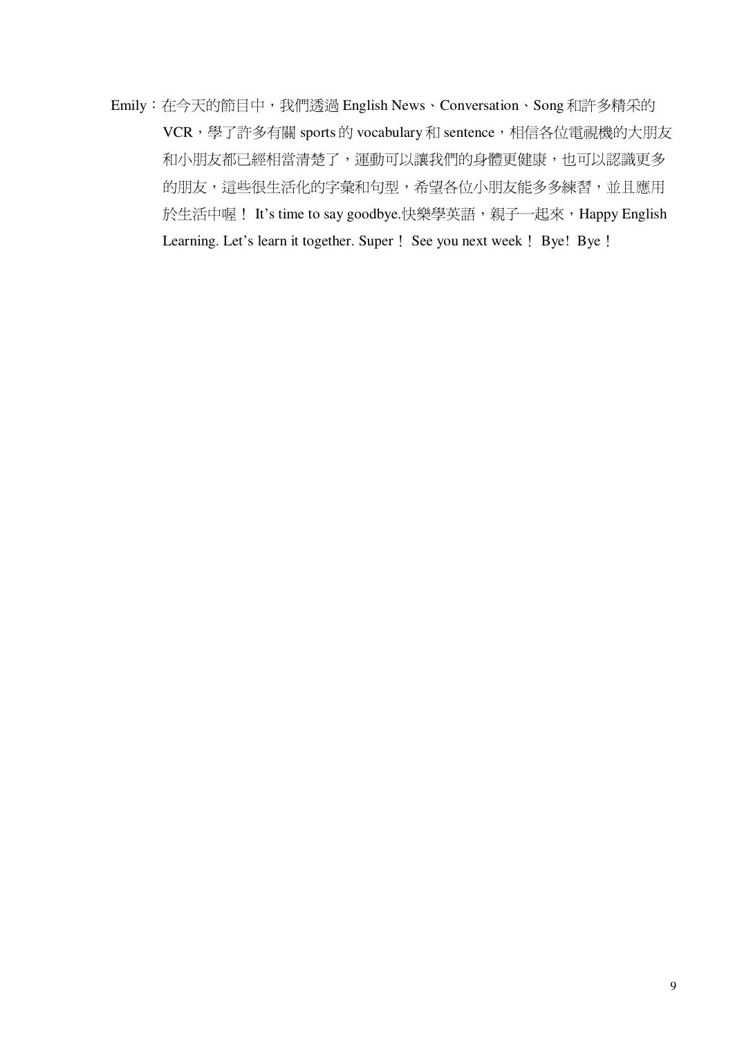Emily：在今天的節目中，我們透過 English News、Conversation、Song 和許多精采的 VCR，學了許多有關 sports 的 vocabulary 和 sentence，相信各位電視機的大朋友和小朋友都已經相當清楚了，運動可以讓我們的身體更健康，也可以認識更多的朋友，這些很生活化的字彙和句型，希望各位小朋友能多多練習，並且應用於生活中喔！ It's time to say goodbye.快樂學英語，親子一起來，Happy English Learning. Let's learn it together. Super！ See you next week！ Bye！Bye！